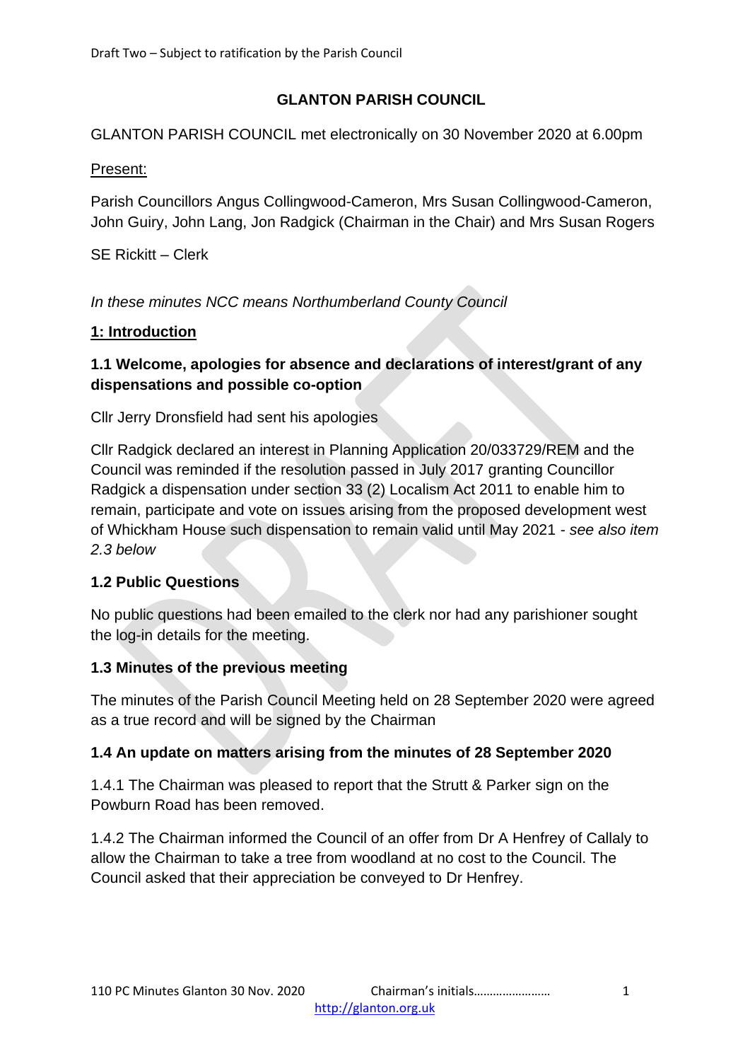Draft Two – Subject to ratification by the Parish Council

# GLANTON PARISH COUNCIL

GLANTON PARISH COUNCIL met electronically on 30 November 2020 at 6.00pm

Present:

Parish Councillors Angus Collingwood-Cameron, Mrs Susan Collingwood-Cameron, John Guiry, John Lang, Jon Radgick (Chairman in the Chair) and Mrs Susan Rogers

SE Rickitt – Clerk

*In these minutes NCC means Northumberland County Council*

## 1: Introduction

### 1.1 Welcome, apologies for absence and declarations of interest/grant of any dispensations and possible co-option

Cllr Jerry Dronsfield had sent his apologies

Cllr Radgick declared an interest in Planning Application 20/033729/REM and the Council was reminded if the resolution passed in July 2017 granting Councillor Radgick a dispensation under section 33 (2) Localism Act 2011 to enable him to remain, participate and vote on issues arising from the proposed development west of Whickham House such dispensation to remain valid until May 2021 - *see also item 2.3 below*

### 1.2 Public Questions

No public questions had been emailed to the clerk nor had any parishioner sought the log-in details for the meeting.

### 1.3 Minutes of the previous meeting

The minutes of the Parish Council Meeting held on 28 September 2020 were agreed as a true record and will be signed by the Chairman

### 1.4 An update on matters arising from the minutes of 28 September 2020

1.4.1 The Chairman was pleased to report that the Strutt & Parker sign on the Powburn Road has been removed.

1.4.2 The Chairman informed the Council of an offer from Dr A Henfrey of Callaly to allow the Chairman to take a tree from woodland at no cost to the Council. The Council asked that their appreciation be conveyed to Dr Henfrey.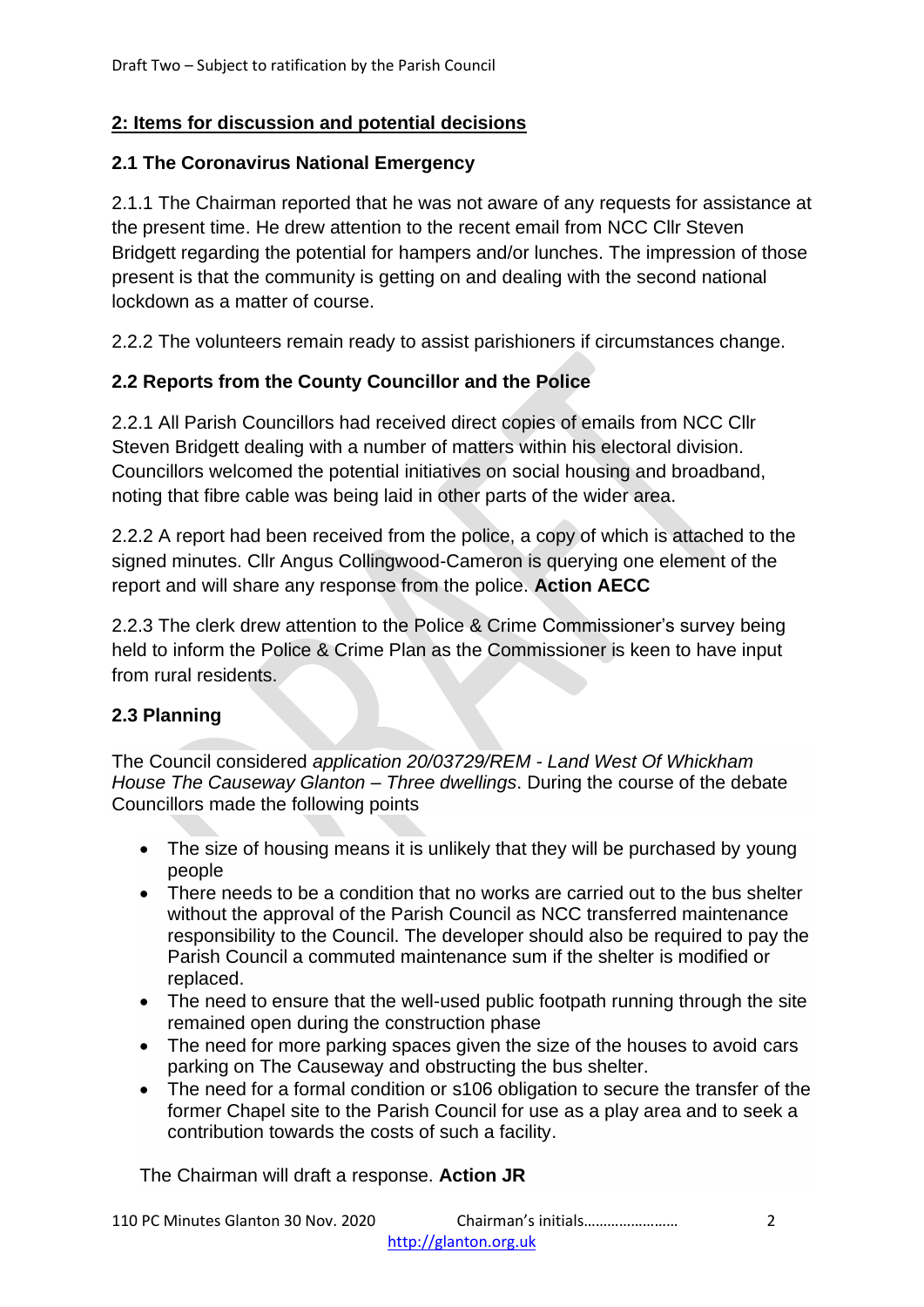## 2: Items for discussion and potential decisions

### 2.1 The Coronavirus National Emergency

2.1.1 The Chairman reported that he was not aware of any requests for assistance at the present time. He drew attention to the recent email from NCC Cllr Steven Bridgett regarding the potential for hampers and/or lunches. The impression of those present is that the community is getting on and dealing with the second national lockdown as a matter of course.

2.2.2 The volunteers remain ready to assist parishioners if circumstances change.

### 2.2 Reports from the County Councillor and the Police

2.2.1 All Parish Councillors had received direct copies of emails from NCC Cllr Steven Bridgett dealing with a number of matters within his electoral division. Councillors welcomed the potential initiatives on social housing and broadband, noting that fibre cable was being laid in other parts of the wider area.

2.2.2 A report had been received from the police, a copy of which is attached to the signed minutes. Cllr Angus Collingwood-Cameron is querying one element of the report and will share any response from the police. **Action AECC**

2.2.3 The clerk drew attention to the Police & Crime Commissioner's survey being held to inform the Police & Crime Plan as the Commissioner is keen to have input from rural residents.

### 2.3 Planning

The Council considered *application 20/03729/REM - Land West Of Whickham House The Causeway Glanton – Three dwellings*. During the course of the debate Councillors made the following points

- The size of housing means it is unlikely that they will be purchased by young people
- There needs to be a condition that no works are carried out to the bus shelter without the approval of the Parish Council as NCC transferred maintenance responsibility to the Council. The developer should also be required to pay the Parish Council a commuted maintenance sum if the shelter is modified or replaced.
- The need to ensure that the well-used public footpath running through the site remained open during the construction phase
- The need for more parking spaces given the size of the houses to avoid cars parking on The Causeway and obstructing the bus shelter.
- The need for a formal condition or s106 obligation to secure the transfer of the former Chapel site to the Parish Council for use as a play area and to seek a contribution towards the costs of such a facility.

The Chairman will draft a response. **Action JR**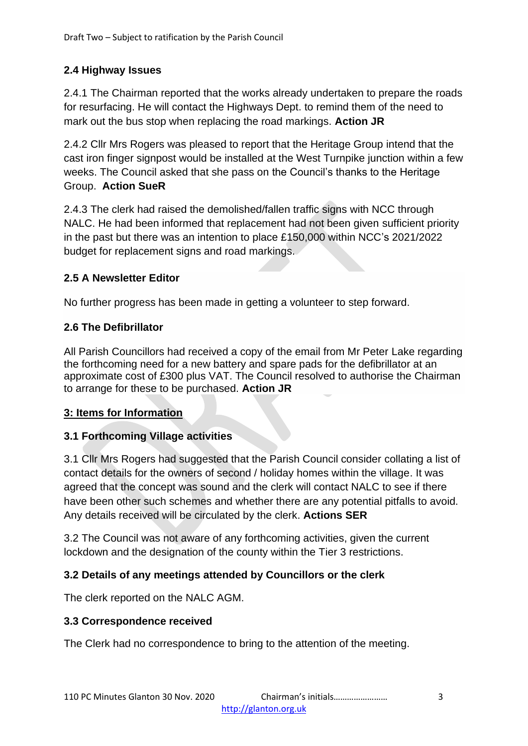### 2.4 Highway Issues

2.4.1 The Chairman reported that the works already undertaken to prepare the roads for resurfacing. He will contact the Highways Dept. to remind them of the need to mark out the bus stop when replacing the road markings. **Action JR**

2.4.2 Cllr Mrs Rogers was pleased to report that the Heritage Group intend that the cast iron finger signpost would be installed at the West Turnpike junction within a few weeks. The Council asked that she pass on the Council's thanks to the Heritage Group. **Action SueR**

2.4.3 The clerk had raised the demolished/fallen traffic signs with NCC through NALC. He had been informed that replacement had not been given sufficient priority in the past but there was an intention to place £150,000 within NCC's 2021/2022 budget for replacement signs and road markings.

### 2.5 A Newsletter Editor

No further progress has been made in getting a volunteer to step forward.

### 2.6 The Defibrillator

All Parish Councillors had received a copy of the email from Mr Peter Lake regarding the forthcoming need for a new battery and spare pads for the defibrillator at an approximate cost of £300 plus VAT. The Council resolved to authorise the Chairman to arrange for these to be purchased. **Action JR**

## 3: Items for Information

### 3.1 Forthcoming Village activities

3.1 Cllr Mrs Rogers had suggested that the Parish Council consider collating a list of contact details for the owners of second / holiday homes within the village. It was agreed that the concept was sound and the clerk will contact NALC to see if there have been other such schemes and whether there are any potential pitfalls to avoid. Any details received will be circulated by the clerk. **Actions SER**

3.2 The Council was not aware of any forthcoming activities, given the current lockdown and the designation of the county within the Tier 3 restrictions.

### 3.2 Details of any meetings attended by Councillors or the clerk

The clerk reported on the NALC AGM.

### 3.3 Correspondence received

The Clerk had no correspondence to bring to the attention of the meeting.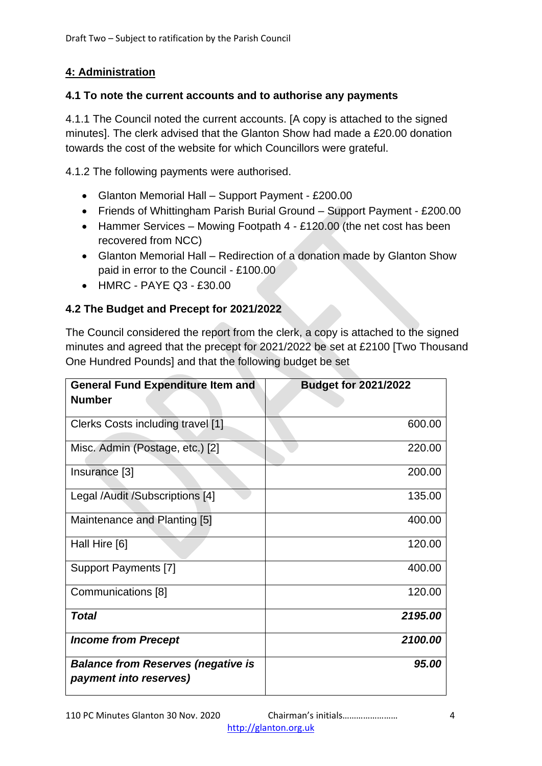## 4: Administration

### 4.1 To note the current accounts and to authorise any payments

4.1.1 The Council noted the current accounts. [A copy is attached to the signed minutes]. The clerk advised that the Glanton Show had made a £20.00 donation towards the cost of the website for which Councillors were grateful.

4.1.2 The following payments were authorised.

- Glanton Memorial Hall – Support Payment - £200.00
- Friends of Whittingham Parish Burial Ground – Support Payment - £200.00
- Hammer Services – Mowing Footpath 4 - £120.00 (the net cost has been recovered from NCC)
- Glanton Memorial Hall – Redirection of a donation made by Glanton Show paid in error to the Council - £100.00
- HMRC - PAYE Q3 - £30.00

### 4.2 The Budget and Precept for 2021/2022

The Council considered the report from the clerk, a copy is attached to the signed minutes and agreed that the precept for 2021/2022 be set at £2100 [Two Thousand One Hundred Pounds] and that the following budget be set

| General Fund Expenditure Item and Number | Budget for 2021/2022 |
|---|---:|
| Clerks Costs including travel [1] | 600.00 |
| Misc. Admin (Postage, etc.) [2] | 220.00 |
| Insurance [3] | 200.00 |
| Legal /Audit /Subscriptions [4] | 135.00 |
| Maintenance and Planting [5] | 400.00 |
| Hall Hire [6] | 120.00 |
| Support Payments [7] | 400.00 |
| Communications [8] | 120.00 |
| ***Total*** | ***2195.00*** |
| ***Income from Precept*** | ***2100.00*** |
| ***Balance from Reserves (negative is payment into reserves)*** | ***95.00*** |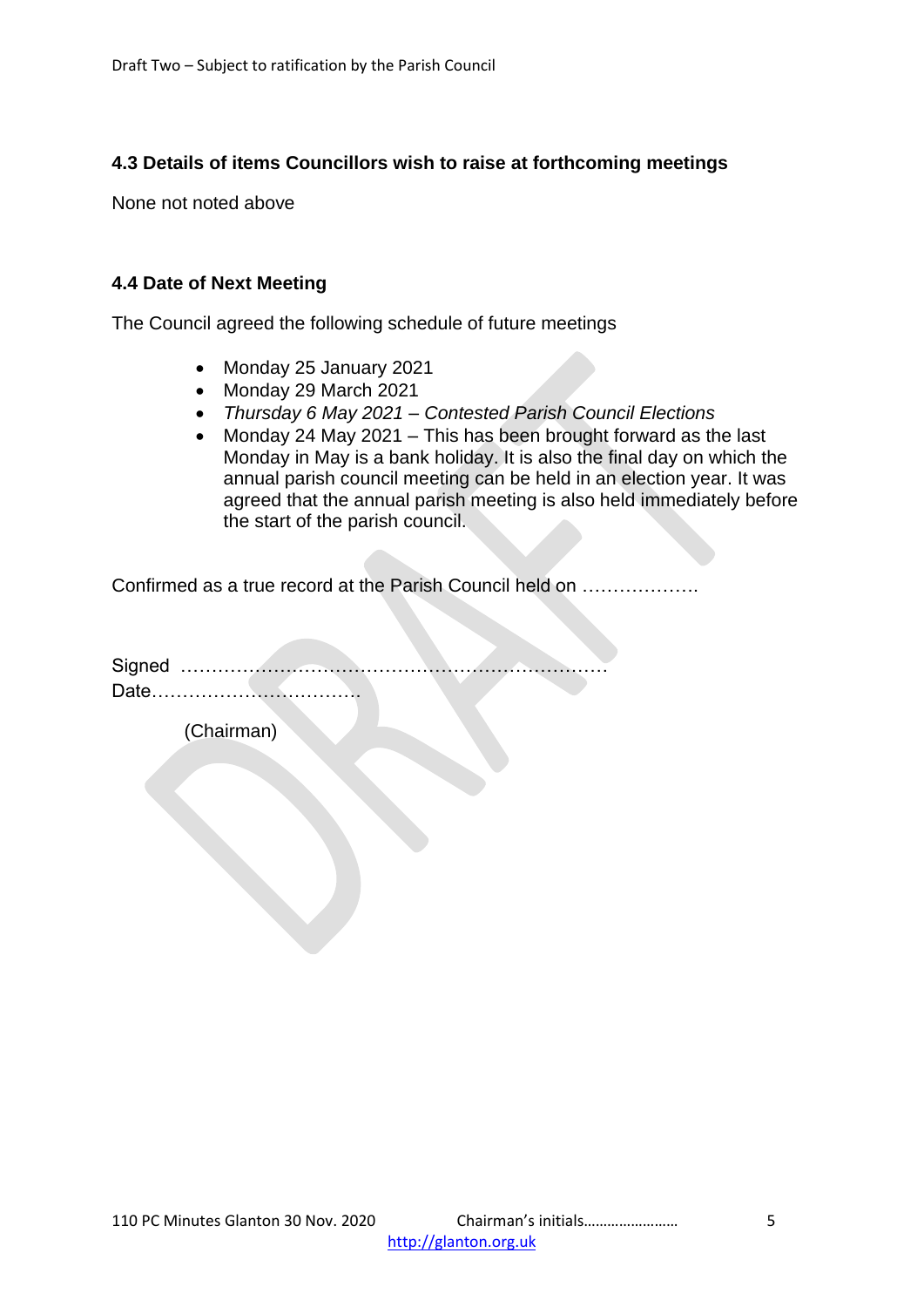### 4.3 Details of items Councillors wish to raise at forthcoming meetings

None not noted above

### 4.4 Date of Next Meeting

The Council agreed the following schedule of future meetings

- Monday 25 January 2021
- Monday 29 March 2021
- *Thursday 6 May 2021 – Contested Parish Council Elections*
- Monday 24 May 2021 – This has been brought forward as the last Monday in May is a bank holiday. It is also the final day on which the annual parish council meeting can be held in an election year. It was agreed that the annual parish meeting is also held immediately before the start of the parish council.

Confirmed as a true record at the Parish Council held on ……………….

Signed ……………………………………………………………
Date…………………………….

(Chairman)